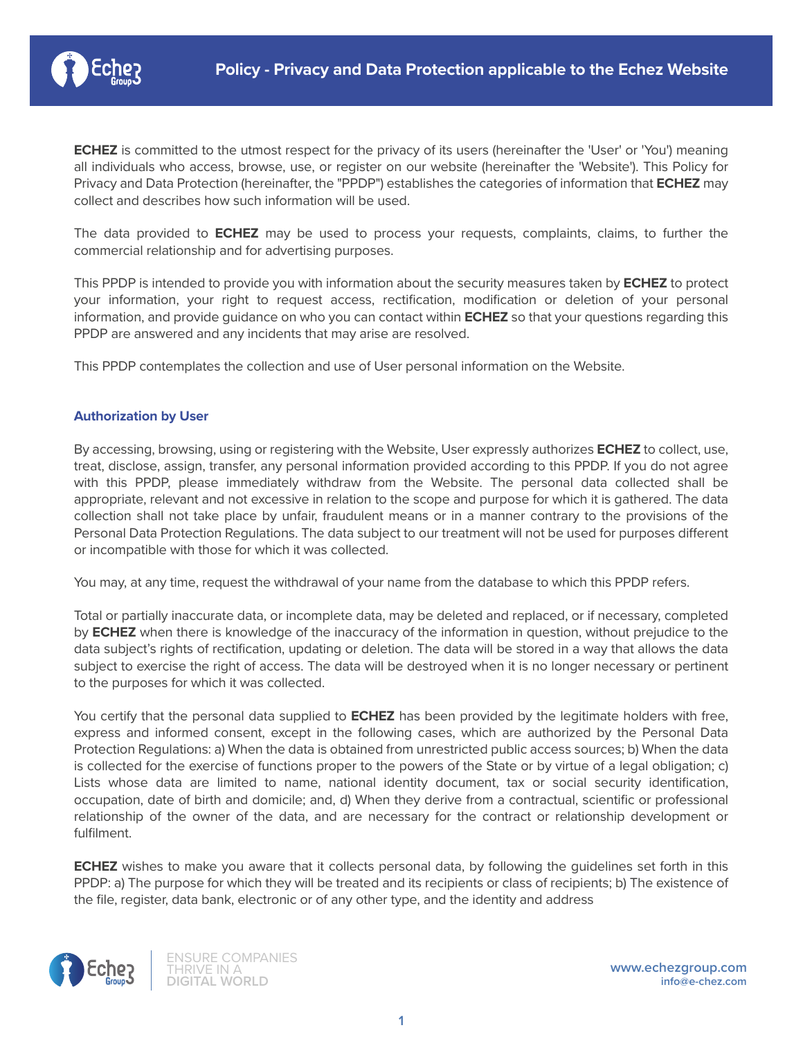# Policy - Privacy and Data Protection applicable to the Echez Website

**ECHEZ** is committed to the utmost respect for the privacy of its users (hereinafter the 'User' or 'You') meaning all individuals who access, browse, use, or register on our website (hereinafter the 'Website'). This Policy for Privacy and Data Protection (hereinafter, the "PPDP") establishes the categories of information that **ECHEZ** may collect and describes how such information will be used.

The data provided to **ECHEZ** may be used to process your requests, complaints, claims, to further the commercial relationship and for advertising purposes.

This PPDP is intended to provide you with information about the security measures taken by **ECHEZ** to protect your information, your right to request access, rectification, modification or deletion of your personal information, and provide guidance on who you can contact within **ECHEZ** so that your questions regarding this PPDP are answered and any incidents that may arise are resolved.

This PPDP contemplates the collection and use of User personal information on the Website.

## Authorization by User

By accessing, browsing, using or registering with the Website, User expressly authorizes **ECHEZ** to collect, use, treat, disclose, assign, transfer, any personal information provided according to this PPDP. If you do not agree with this PPDP, please immediately withdraw from the Website. The personal data collected shall be appropriate, relevant and not excessive in relation to the scope and purpose for which it is gathered. The data collection shall not take place by unfair, fraudulent means or in a manner contrary to the provisions of the Personal Data Protection Regulations. The data subject to our treatment will not be used for purposes different or incompatible with those for which it was collected.

You may, at any time, request the withdrawal of your name from the database to which this PPDP refers.

Total or partially inaccurate data, or incomplete data, may be deleted and replaced, or if necessary, completed by **ECHEZ** when there is knowledge of the inaccuracy of the information in question, without prejudice to the data subject's rights of rectification, updating or deletion. The data will be stored in a way that allows the data subject to exercise the right of access. The data will be destroyed when it is no longer necessary or pertinent to the purposes for which it was collected.

You certify that the personal data supplied to **ECHEZ** has been provided by the legitimate holders with free, express and informed consent, except in the following cases, which are authorized by the Personal Data Protection Regulations: a) When the data is obtained from unrestricted public access sources; b) When the data is collected for the exercise of functions proper to the powers of the State or by virtue of a legal obligation; c) Lists whose data are limited to name, national identity document, tax or social security identification, occupation, date of birth and domicile; and, d) When they derive from a contractual, scientific or professional relationship of the owner of the data, and are necessary for the contract or relationship development or fulfilment.

**ECHEZ** wishes to make you aware that it collects personal data, by following the guidelines set forth in this PPDP: a) The purpose for which they will be treated and its recipients or class of recipients; b) The existence of the file, register, data bank, electronic or of any other type, and the identity and address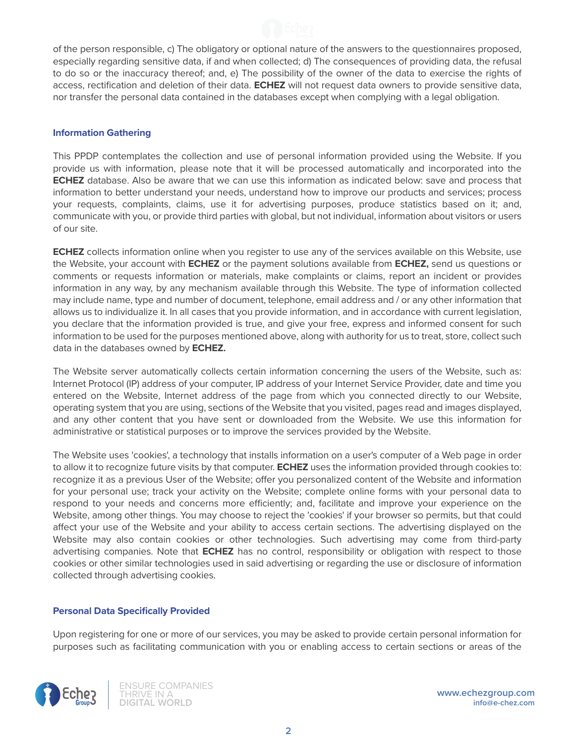of the person responsible, c) The obligatory or optional nature of the answers to the questionnaires proposed, especially regarding sensitive data, if and when collected; d) The consequences of providing data, the refusal to do so or the inaccuracy thereof; and, e) The possibility of the owner of the data to exercise the rights of access, rectification and deletion of their data. **ECHEZ** will not request data owners to provide sensitive data, nor transfer the personal data contained in the databases except when complying with a legal obligation.

### Information Gathering

This PPDP contemplates the collection and use of personal information provided using the Website. If you provide us with information, please note that it will be processed automatically and incorporated into the **ECHEZ** database. Also be aware that we can use this information as indicated below: save and process that information to better understand your needs, understand how to improve our products and services; process your requests, complaints, claims, use it for advertising purposes, produce statistics based on it; and, communicate with you, or provide third parties with global, but not individual, information about visitors or users of our site.

**ECHEZ** collects information online when you register to use any of the services available on this Website, use the Website, your account with **ECHEZ** or the payment solutions available from **ECHEZ,** send us questions or comments or requests information or materials, make complaints or claims, report an incident or provides information in any way, by any mechanism available through this Website. The type of information collected may include name, type and number of document, telephone, email address and / or any other information that allows us to individualize it. In all cases that you provide information, and in accordance with current legislation, you declare that the information provided is true, and give your free, express and informed consent for such information to be used for the purposes mentioned above, along with authority for us to treat, store, collect such data in the databases owned by **ECHEZ.**

The Website server automatically collects certain information concerning the users of the Website, such as: Internet Protocol (IP) address of your computer, IP address of your Internet Service Provider, date and time you entered on the Website, Internet address of the page from which you connected directly to our Website, operating system that you are using, sections of the Website that you visited, pages read and images displayed, and any other content that you have sent or downloaded from the Website. We use this information for administrative or statistical purposes or to improve the services provided by the Website.

The Website uses 'cookies', a technology that installs information on a user's computer of a Web page in order to allow it to recognize future visits by that computer. **ECHEZ** uses the information provided through cookies to: recognize it as a previous User of the Website; offer you personalized content of the Website and information for your personal use; track your activity on the Website; complete online forms with your personal data to respond to your needs and concerns more efficiently; and, facilitate and improve your experience on the Website, among other things. You may choose to reject the 'cookies' if your browser so permits, but that could affect your use of the Website and your ability to access certain sections. The advertising displayed on the Website may also contain cookies or other technologies. Such advertising may come from third-party advertising companies. Note that **ECHEZ** has no control, responsibility or obligation with respect to those cookies or other similar technologies used in said advertising or regarding the use or disclosure of information collected through advertising cookies.

### Personal Data Specifically Provided

Upon registering for one or more of our services, you may be asked to provide certain personal information for purposes such as facilitating communication with you or enabling access to certain sections or areas of the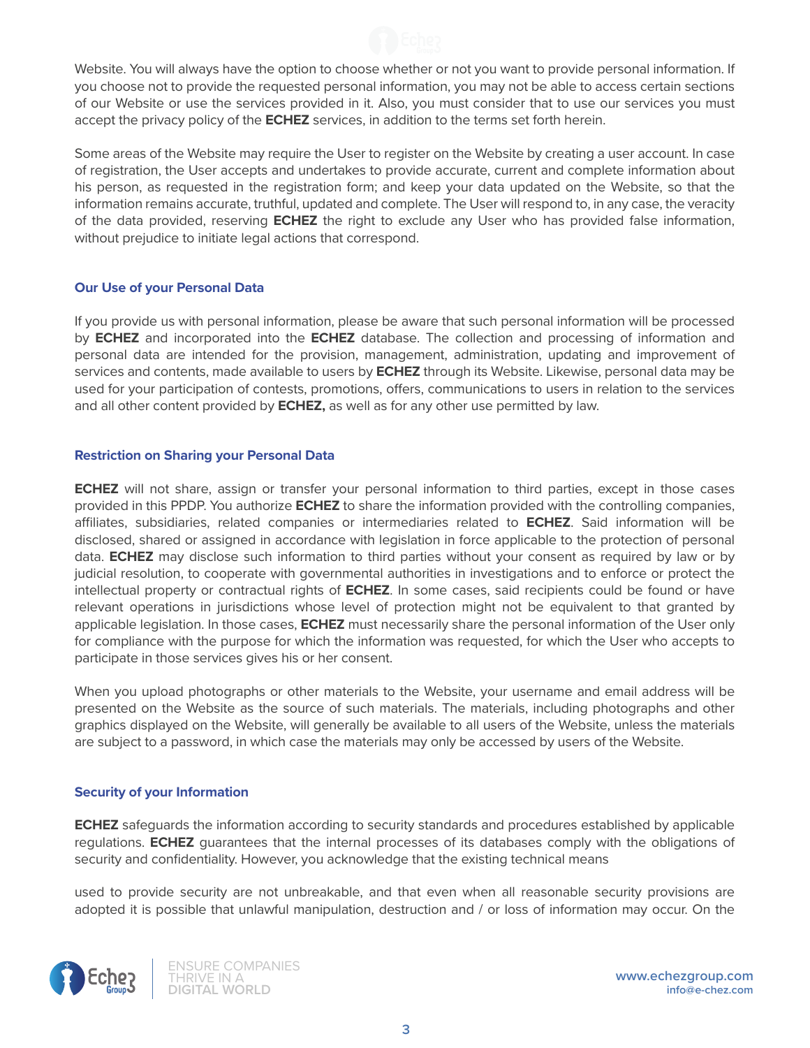Website. You will always have the option to choose whether or not you want to provide personal information. If you choose not to provide the requested personal information, you may not be able to access certain sections of our Website or use the services provided in it. Also, you must consider that to use our services you must accept the privacy policy of the **ECHEZ** services, in addition to the terms set forth herein.

Some areas of the Website may require the User to register on the Website by creating a user account. In case of registration, the User accepts and undertakes to provide accurate, current and complete information about his person, as requested in the registration form; and keep your data updated on the Website, so that the information remains accurate, truthful, updated and complete. The User will respond to, in any case, the veracity of the data provided, reserving **ECHEZ** the right to exclude any User who has provided false information, without prejudice to initiate legal actions that correspond.

### Our Use of your Personal Data

If you provide us with personal information, please be aware that such personal information will be processed by **ECHEZ** and incorporated into the **ECHEZ** database. The collection and processing of information and personal data are intended for the provision, management, administration, updating and improvement of services and contents, made available to users by **ECHEZ** through its Website. Likewise, personal data may be used for your participation of contests, promotions, offers, communications to users in relation to the services and all other content provided by **ECHEZ,** as well as for any other use permitted by law.

### Restriction on Sharing your Personal Data

**ECHEZ** will not share, assign or transfer your personal information to third parties, except in those cases provided in this PPDP. You authorize **ECHEZ** to share the information provided with the controlling companies, affiliates, subsidiaries, related companies or intermediaries related to **ECHEZ**. Said information will be disclosed, shared or assigned in accordance with legislation in force applicable to the protection of personal data. **ECHEZ** may disclose such information to third parties without your consent as required by law or by judicial resolution, to cooperate with governmental authorities in investigations and to enforce or protect the intellectual property or contractual rights of **ECHEZ**. In some cases, said recipients could be found or have relevant operations in jurisdictions whose level of protection might not be equivalent to that granted by applicable legislation. In those cases, **ECHEZ** must necessarily share the personal information of the User only for compliance with the purpose for which the information was requested, for which the User who accepts to participate in those services gives his or her consent.

When you upload photographs or other materials to the Website, your username and email address will be presented on the Website as the source of such materials. The materials, including photographs and other graphics displayed on the Website, will generally be available to all users of the Website, unless the materials are subject to a password, in which case the materials may only be accessed by users of the Website.

### Security of your Information

**ECHEZ** safeguards the information according to security standards and procedures established by applicable regulations. **ECHEZ** guarantees that the internal processes of its databases comply with the obligations of security and confidentiality. However, you acknowledge that the existing technical means used to provide security are not unbreakable, and that even when all reasonable security provisions are adopted it is possible that unlawful manipulation, destruction and / or loss of information may occur. On the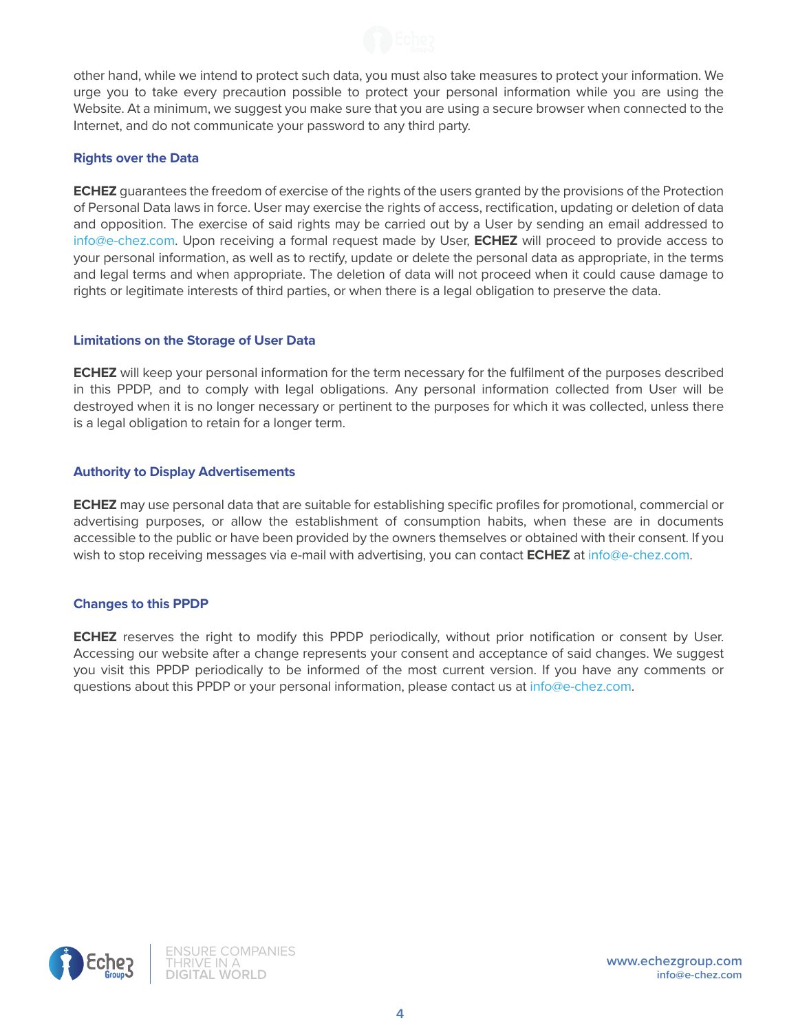other hand, while we intend to protect such data, you must also take measures to protect your information. We urge you to take every precaution possible to protect your personal information while you are using the Website. At a minimum, we suggest you make sure that you are using a secure browser when connected to the Internet, and do not communicate your password to any third party.

### Rights over the Data

**ECHEZ** guarantees the freedom of exercise of the rights of the users granted by the provisions of the Protection of Personal Data laws in force. User may exercise the rights of access, rectification, updating or deletion of data and opposition. The exercise of said rights may be carried out by a User by sending an email addressed to info@e-chez.com. Upon receiving a formal request made by User, **ECHEZ** will proceed to provide access to your personal information, as well as to rectify, update or delete the personal data as appropriate, in the terms and legal terms and when appropriate. The deletion of data will not proceed when it could cause damage to rights or legitimate interests of third parties, or when there is a legal obligation to preserve the data.

### Limitations on the Storage of User Data

**ECHEZ** will keep your personal information for the term necessary for the fulfilment of the purposes described in this PPDP, and to comply with legal obligations. Any personal information collected from User will be destroyed when it is no longer necessary or pertinent to the purposes for which it was collected, unless there is a legal obligation to retain for a longer term.

### Authority to Display Advertisements

**ECHEZ** may use personal data that are suitable for establishing specific profiles for promotional, commercial or advertising purposes, or allow the establishment of consumption habits, when these are in documents accessible to the public or have been provided by the owners themselves or obtained with their consent. If you wish to stop receiving messages via e-mail with advertising, you can contact **ECHEZ** at info@e-chez.com.

### Changes to this PPDP

**ECHEZ** reserves the right to modify this PPDP periodically, without prior notification or consent by User. Accessing our website after a change represents your consent and acceptance of said changes. We suggest you visit this PPDP periodically to be informed of the most current version. If you have any comments or questions about this PPDP or your personal information, please contact us at info@e-chez.com.